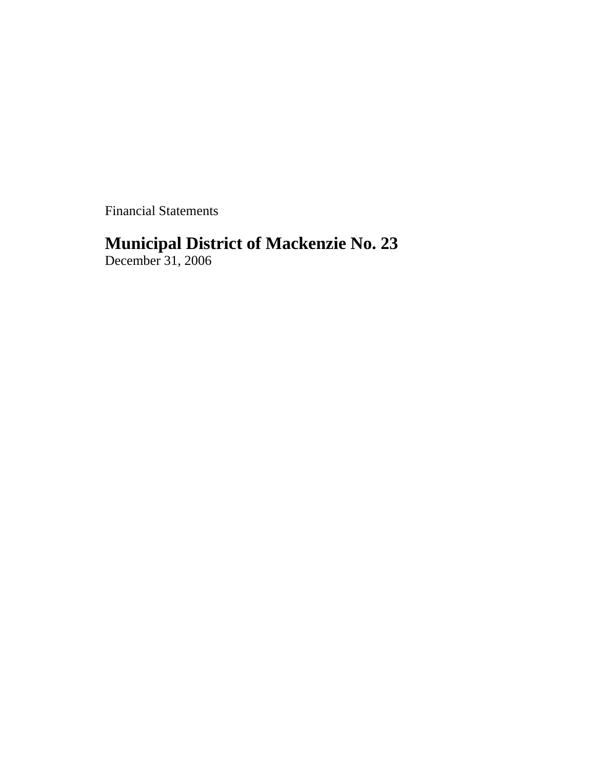Financial Statements

# Municipal District of Mackenzie No. 23

December 31, 2006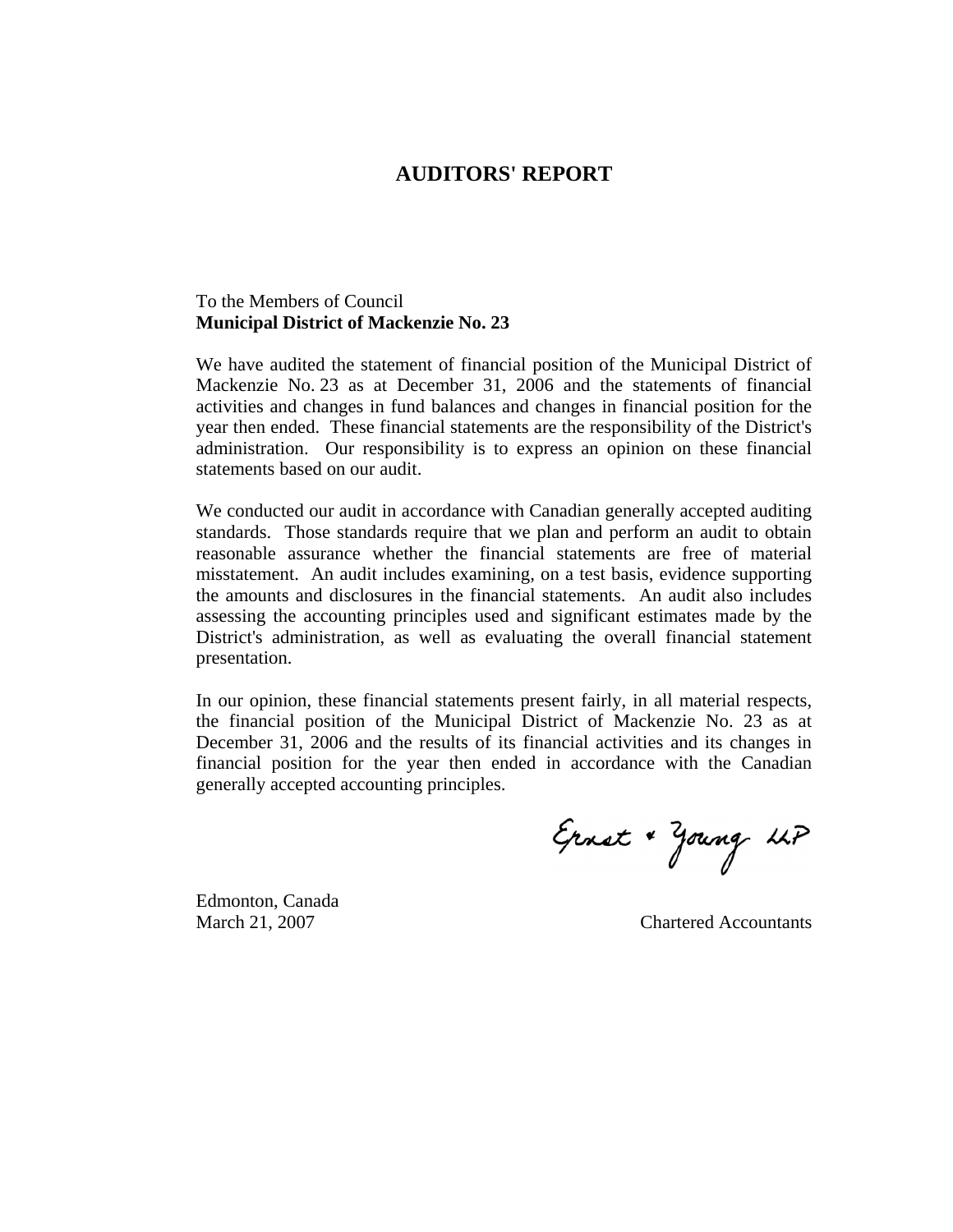# AUDITORS' REPORT

To the Members of Council
**Municipal District of Mackenzie No. 23**

We have audited the statement of financial position of the Municipal District of Mackenzie No. 23 as at December 31, 2006 and the statements of financial activities and changes in fund balances and changes in financial position for the year then ended. These financial statements are the responsibility of the District's administration. Our responsibility is to express an opinion on these financial statements based on our audit.

We conducted our audit in accordance with Canadian generally accepted auditing standards. Those standards require that we plan and perform an audit to obtain reasonable assurance whether the financial statements are free of material misstatement. An audit includes examining, on a test basis, evidence supporting the amounts and disclosures in the financial statements. An audit also includes assessing the accounting principles used and significant estimates made by the District's administration, as well as evaluating the overall financial statement presentation.

In our opinion, these financial statements present fairly, in all material respects, the financial position of the Municipal District of Mackenzie No. 23 as at December 31, 2006 and the results of its financial activities and its changes in financial position for the year then ended in accordance with the Canadian generally accepted accounting principles.

Ernst & Young LLP

Edmonton, Canada
March 21, 2007

Chartered Accountants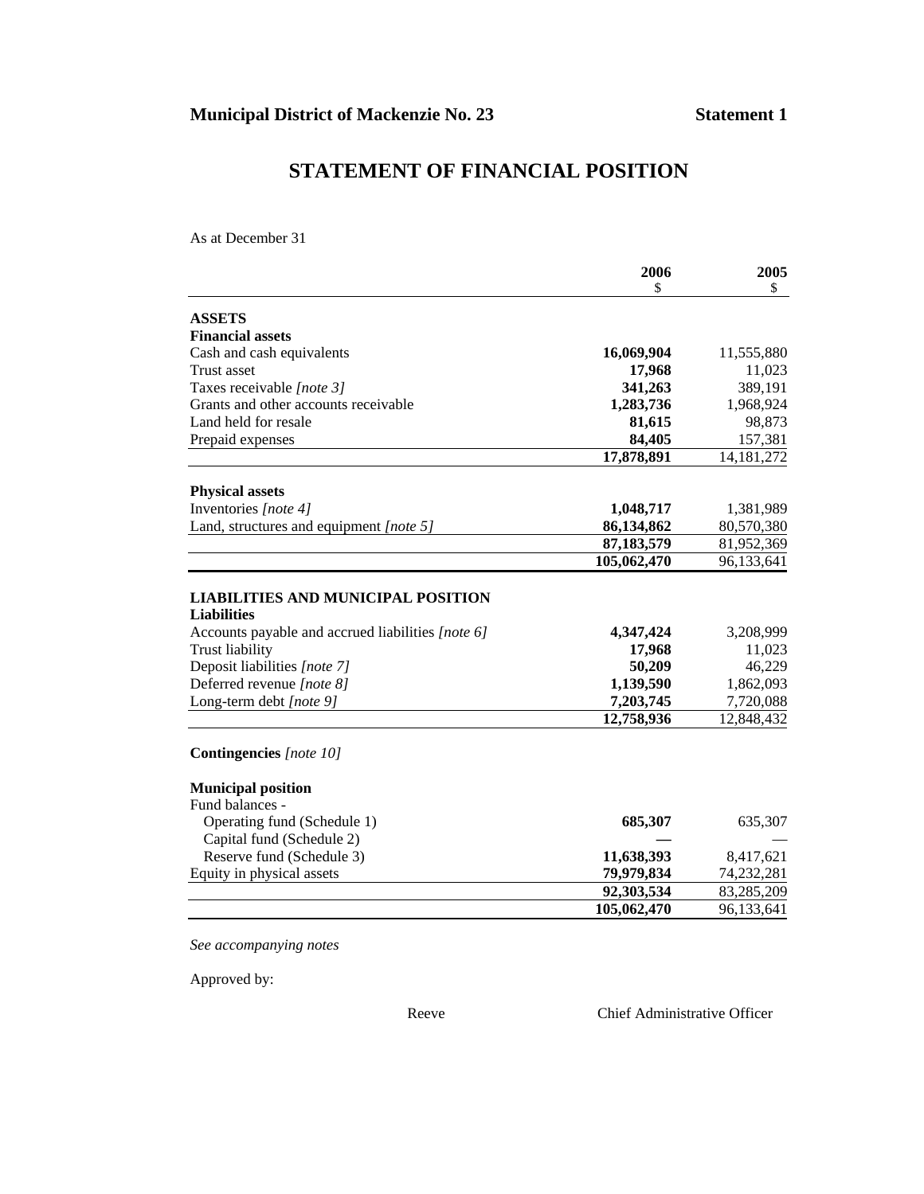**Municipal District of Mackenzie No. 23** **Statement 1**

# STATEMENT OF FINANCIAL POSITION

As at December 31

| | 2006<br>$ | 2005<br>$ |
|---|---|---|
| **ASSETS** | | |
| **Financial assets** | | |
| Cash and cash equivalents | **16,069,904** | 11,555,880 |
| Trust asset | **17,968** | 11,023 |
| Taxes receivable *[note 3]* | **341,263** | 389,191 |
| Grants and other accounts receivable | **1,283,736** | 1,968,924 |
| Land held for resale | **81,615** | 98,873 |
| Prepaid expenses | **84,405** | 157,381 |
| | **17,878,891** | 14,181,272 |
| **Physical assets** | | |
| Inventories *[note 4]* | **1,048,717** | 1,381,989 |
| Land, structures and equipment *[note 5]* | **86,134,862** | 80,570,380 |
| | **87,183,579** | 81,952,369 |
| | **105,062,470** | 96,133,641 |
| **LIABILITIES AND MUNICIPAL POSITION** | | |
| **Liabilities** | | |
| Accounts payable and accrued liabilities *[note 6]* | **4,347,424** | 3,208,999 |
| Trust liability | **17,968** | 11,023 |
| Deposit liabilities *[note 7]* | **50,209** | 46,229 |
| Deferred revenue *[note 8]* | **1,139,590** | 1,862,093 |
| Long-term debt *[note 9]* | **7,203,745** | 7,720,088 |
| | **12,758,936** | 12,848,432 |
| **Contingencies** *[note 10]* | | |
| **Municipal position** | | |
| Fund balances - | | |
| Operating fund (Schedule 1) | **685,307** | 635,307 |
| Capital fund (Schedule 2) | **—** | — |
| Reserve fund (Schedule 3) | **11,638,393** | 8,417,621 |
| Equity in physical assets | **79,979,834** | 74,232,281 |
| | **92,303,534** | 83,285,209 |
| | **105,062,470** | 96,133,641 |

*See accompanying notes*

Approved by:

Reeve Chief Administrative Officer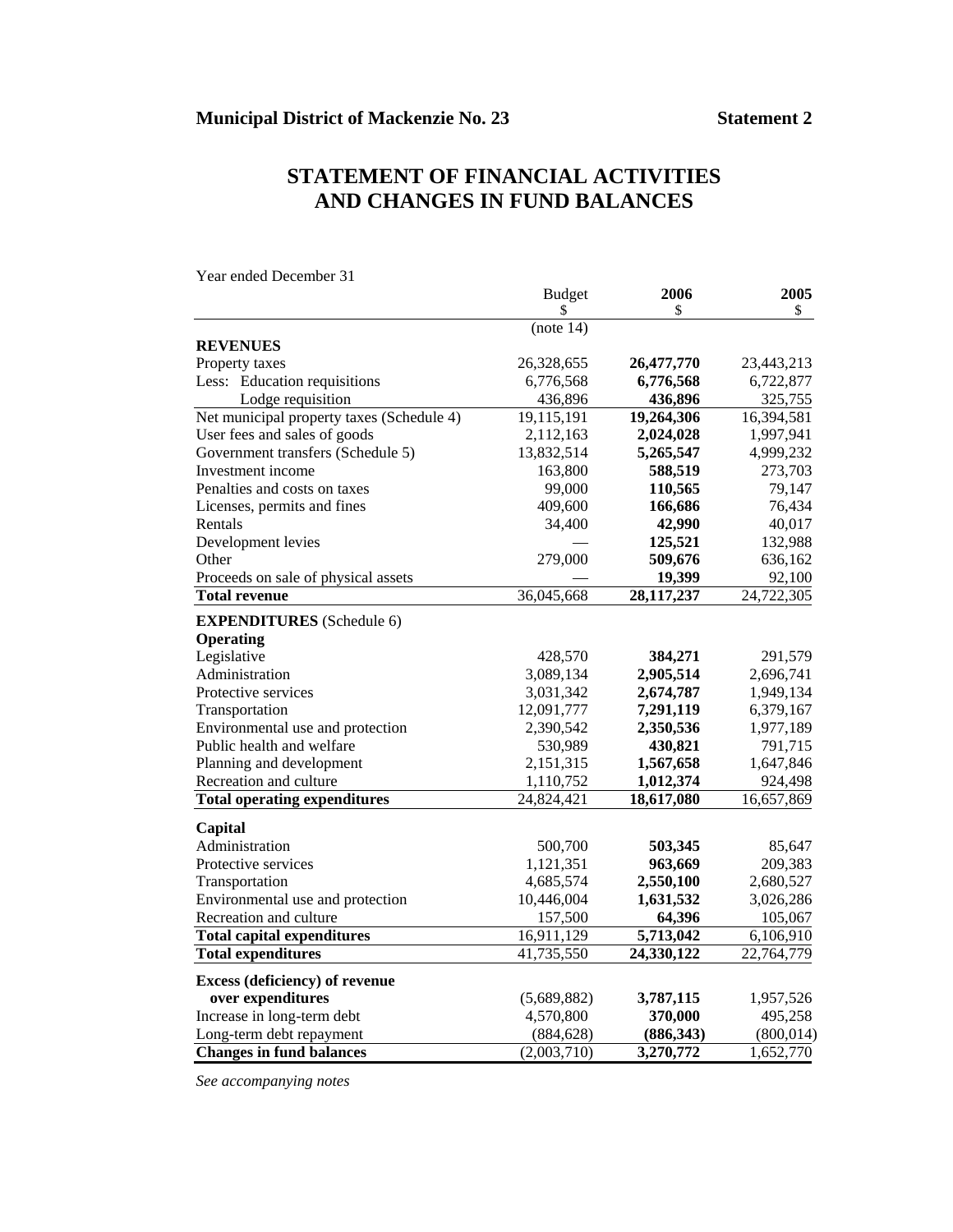**Municipal District of Mackenzie No. 23** **Statement 2**

# STATEMENT OF FINANCIAL ACTIVITIES AND CHANGES IN FUND BALANCES

Year ended December 31

| | Budget<br>$<br>(note 14) | 2006<br>$ | 2005<br>$ |
|---|---|---|---|
| **REVENUES** | | | |
| Property taxes | 26,328,655 | **26,477,770** | 23,443,213 |
| Less: Education requisitions | 6,776,568 | **6,776,568** | 6,722,877 |
| Lodge requisition | 436,896 | **436,896** | 325,755 |
| Net municipal property taxes (Schedule 4) | 19,115,191 | **19,264,306** | 16,394,581 |
| User fees and sales of goods | 2,112,163 | **2,024,028** | 1,997,941 |
| Government transfers (Schedule 5) | 13,832,514 | **5,265,547** | 4,999,232 |
| Investment income | 163,800 | **588,519** | 273,703 |
| Penalties and costs on taxes | 99,000 | **110,565** | 79,147 |
| Licenses, permits and fines | 409,600 | **166,686** | 76,434 |
| Rentals | 34,400 | **42,990** | 40,017 |
| Development levies | — | **125,521** | 132,988 |
| Other | 279,000 | **509,676** | 636,162 |
| Proceeds on sale of physical assets | — | **19,399** | 92,100 |
| **Total revenue** | 36,045,668 | **28,117,237** | 24,722,305 |
| **EXPENDITURES** (Schedule 6) | | | |
| **Operating** | | | |
| Legislative | 428,570 | **384,271** | 291,579 |
| Administration | 3,089,134 | **2,905,514** | 2,696,741 |
| Protective services | 3,031,342 | **2,674,787** | 1,949,134 |
| Transportation | 12,091,777 | **7,291,119** | 6,379,167 |
| Environmental use and protection | 2,390,542 | **2,350,536** | 1,977,189 |
| Public health and welfare | 530,989 | **430,821** | 791,715 |
| Planning and development | 2,151,315 | **1,567,658** | 1,647,846 |
| Recreation and culture | 1,110,752 | **1,012,374** | 924,498 |
| **Total operating expenditures** | 24,824,421 | **18,617,080** | 16,657,869 |
| **Capital** | | | |
| Administration | 500,700 | **503,345** | 85,647 |
| Protective services | 1,121,351 | **963,669** | 209,383 |
| Transportation | 4,685,574 | **2,550,100** | 2,680,527 |
| Environmental use and protection | 10,446,004 | **1,631,532** | 3,026,286 |
| Recreation and culture | 157,500 | **64,396** | 105,067 |
| **Total capital expenditures** | 16,911,129 | **5,713,042** | 6,106,910 |
| **Total expenditures** | 41,735,550 | **24,330,122** | 22,764,779 |
| **Excess (deficiency) of revenue over expenditures** | (5,689,882) | **3,787,115** | 1,957,526 |
| Increase in long-term debt | 4,570,800 | **370,000** | 495,258 |
| Long-term debt repayment | (884,628) | **(886,343)** | (800,014) |
| **Changes in fund balances** | (2,003,710) | **3,270,772** | 1,652,770 |

*See accompanying notes*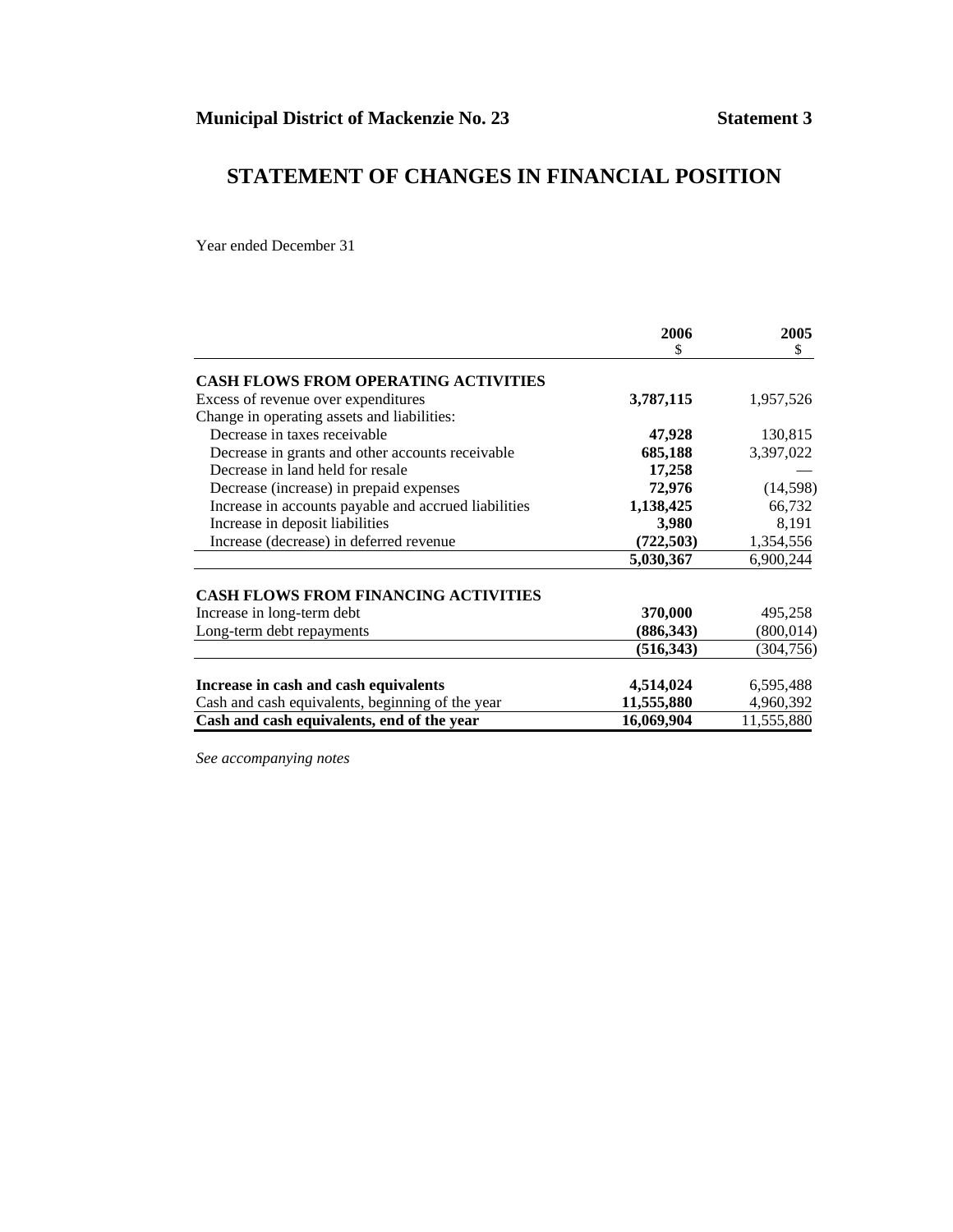**Municipal District of Mackenzie No. 23** **Statement 3**

# STATEMENT OF CHANGES IN FINANCIAL POSITION

Year ended December 31

| | 2006<br>$ | 2005<br>$ |
|---|---|---|
| **CASH FLOWS FROM OPERATING ACTIVITIES** | | |
| Excess of revenue over expenditures | **3,787,115** | 1,957,526 |
| Change in operating assets and liabilities: | | |
| Decrease in taxes receivable | **47,928** | 130,815 |
| Decrease in grants and other accounts receivable | **685,188** | 3,397,022 |
| Decrease in land held for resale | **17,258** | — |
| Decrease (increase) in prepaid expenses | **72,976** | (14,598) |
| Increase in accounts payable and accrued liabilities | **1,138,425** | 66,732 |
| Increase in deposit liabilities | **3,980** | 8,191 |
| Increase (decrease) in deferred revenue | **(722,503)** | 1,354,556 |
| | **5,030,367** | 6,900,244 |
| **CASH FLOWS FROM FINANCING ACTIVITIES** | | |
| Increase in long-term debt | **370,000** | 495,258 |
| Long-term debt repayments | **(886,343)** | (800,014) |
| | **(516,343)** | (304,756) |
| **Increase in cash and cash equivalents** | **4,514,024** | 6,595,488 |
| Cash and cash equivalents, beginning of the year | **11,555,880** | 4,960,392 |
| **Cash and cash equivalents, end of the year** | **16,069,904** | 11,555,880 |

*See accompanying notes*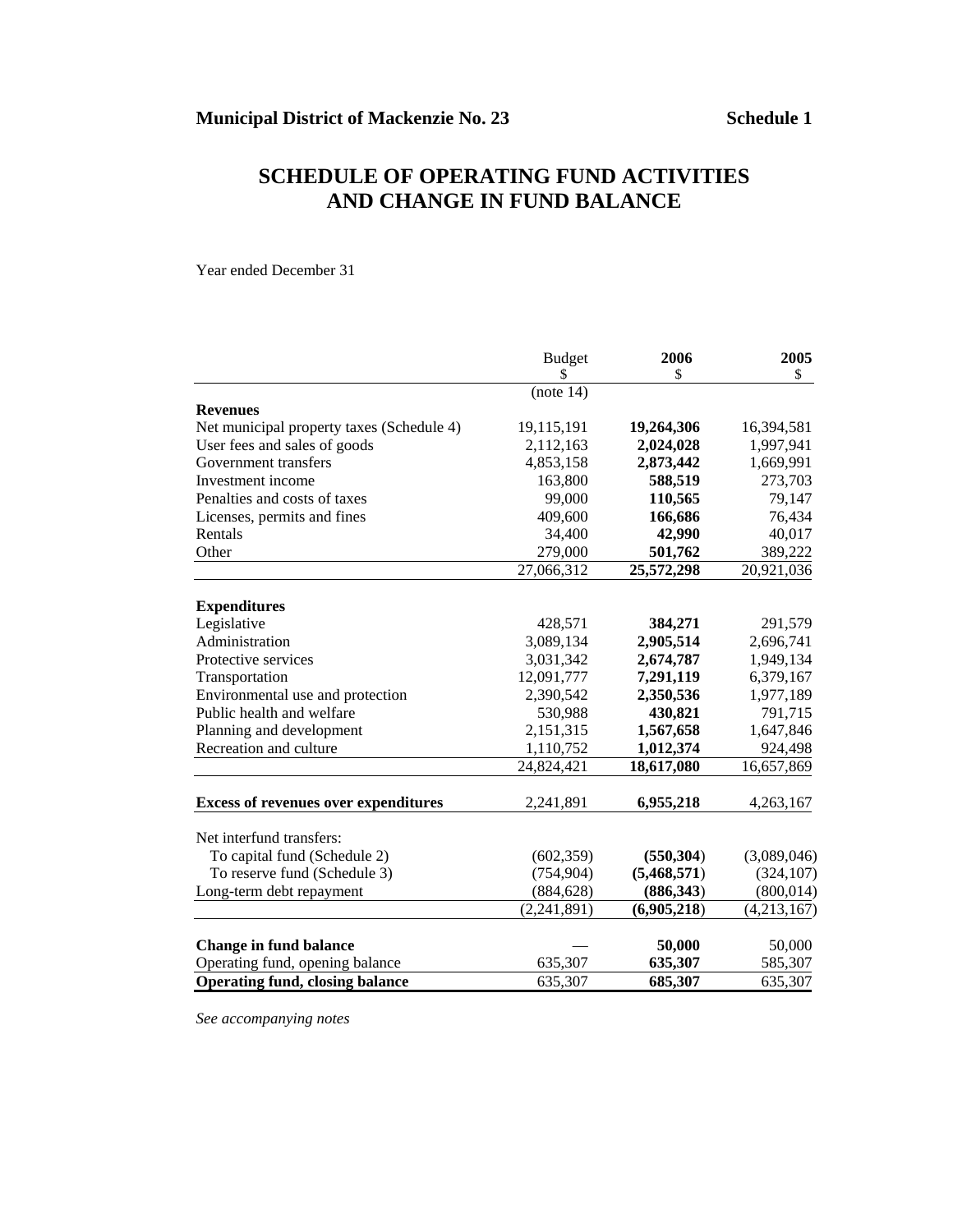**Municipal District of Mackenzie No. 23** **Schedule 1**

# SCHEDULE OF OPERATING FUND ACTIVITIES AND CHANGE IN FUND BALANCE

Year ended December 31

| | Budget<br>$<br>(note 14) | **2006**<br>$ | **2005**<br>$ |
|---|---|---|---|
| **Revenues** | | | |
| Net municipal property taxes (Schedule 4) | 19,115,191 | **19,264,306** | 16,394,581 |
| User fees and sales of goods | 2,112,163 | **2,024,028** | 1,997,941 |
| Government transfers | 4,853,158 | **2,873,442** | 1,669,991 |
| Investment income | 163,800 | **588,519** | 273,703 |
| Penalties and costs of taxes | 99,000 | **110,565** | 79,147 |
| Licenses, permits and fines | 409,600 | **166,686** | 76,434 |
| Rentals | 34,400 | **42,990** | 40,017 |
| Other | 279,000 | **501,762** | 389,222 |
| | 27,066,312 | **25,572,298** | 20,921,036 |
| **Expenditures** | | | |
| Legislative | 428,571 | **384,271** | 291,579 |
| Administration | 3,089,134 | **2,905,514** | 2,696,741 |
| Protective services | 3,031,342 | **2,674,787** | 1,949,134 |
| Transportation | 12,091,777 | **7,291,119** | 6,379,167 |
| Environmental use and protection | 2,390,542 | **2,350,536** | 1,977,189 |
| Public health and welfare | 530,988 | **430,821** | 791,715 |
| Planning and development | 2,151,315 | **1,567,658** | 1,647,846 |
| Recreation and culture | 1,110,752 | **1,012,374** | 924,498 |
| | 24,824,421 | **18,617,080** | 16,657,869 |
| **Excess of revenues over expenditures** | 2,241,891 | **6,955,218** | 4,263,167 |
| Net interfund transfers: | | | |
| To capital fund (Schedule 2) | (602,359) | **(550,304)** | (3,089,046) |
| To reserve fund (Schedule 3) | (754,904) | **(5,468,571)** | (324,107) |
| Long-term debt repayment | (884,628) | **(886,343)** | (800,014) |
| | (2,241,891) | **(6,905,218)** | (4,213,167) |
| **Change in fund balance** | — | **50,000** | 50,000 |
| Operating fund, opening balance | 635,307 | **635,307** | 585,307 |
| **Operating fund, closing balance** | 635,307 | **685,307** | 635,307 |

*See accompanying notes*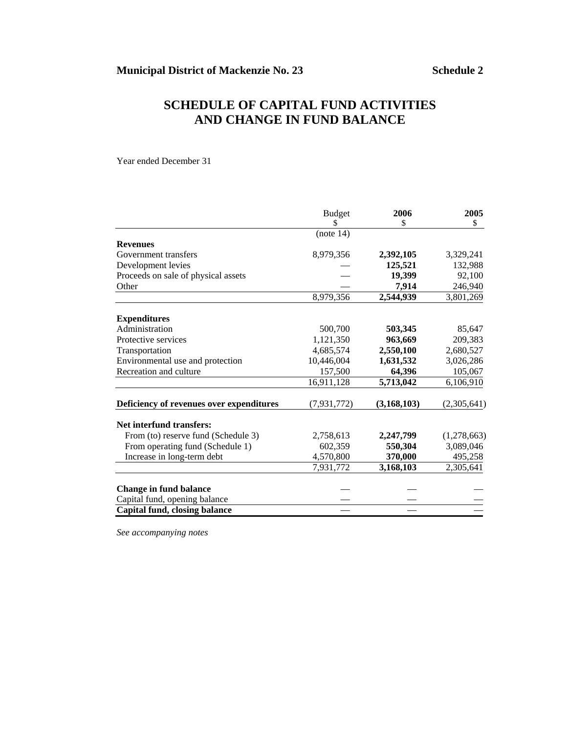**Municipal District of Mackenzie No. 23** **Schedule 2**

# SCHEDULE OF CAPITAL FUND ACTIVITIES AND CHANGE IN FUND BALANCE

Year ended December 31

| | Budget<br>$<br>(note 14) | 2006<br>$ | 2005<br>$ |
|---|---|---|---|
| **Revenues** | | | |
| Government transfers | 8,979,356 | **2,392,105** | 3,329,241 |
| Development levies | — | **125,521** | 132,988 |
| Proceeds on sale of physical assets | — | **19,399** | 92,100 |
| Other | — | **7,914** | 246,940 |
| | 8,979,356 | **2,544,939** | 3,801,269 |
| **Expenditures** | | | |
| Administration | 500,700 | **503,345** | 85,647 |
| Protective services | 1,121,350 | **963,669** | 209,383 |
| Transportation | 4,685,574 | **2,550,100** | 2,680,527 |
| Environmental use and protection | 10,446,004 | **1,631,532** | 3,026,286 |
| Recreation and culture | 157,500 | **64,396** | 105,067 |
| | 16,911,128 | **5,713,042** | 6,106,910 |
| **Deficiency of revenues over expenditures** | (7,931,772) | **(3,168,103)** | (2,305,641) |
| **Net interfund transfers:** | | | |
| From (to) reserve fund (Schedule 3) | 2,758,613 | **2,247,799** | (1,278,663) |
| From operating fund (Schedule 1) | 602,359 | **550,304** | 3,089,046 |
| Increase in long-term debt | 4,570,800 | **370,000** | 495,258 |
| | 7,931,772 | **3,168,103** | 2,305,641 |
| **Change in fund balance** | — | — | — |
| Capital fund, opening balance | — | — | — |
| **Capital fund, closing balance** | — | — | — |

*See accompanying notes*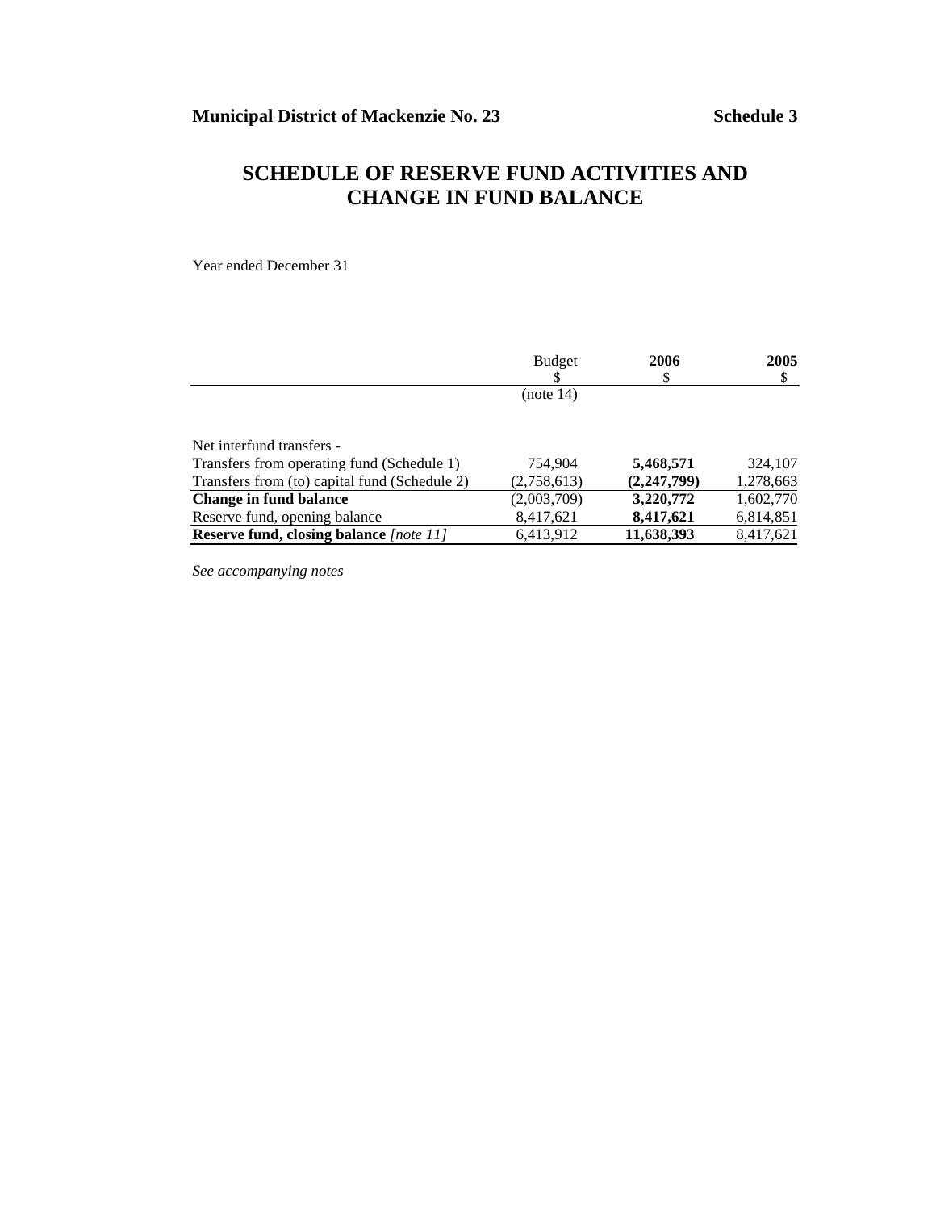**Municipal District of Mackenzie No. 23** **Schedule 3**

# SCHEDULE OF RESERVE FUND ACTIVITIES AND CHANGE IN FUND BALANCE

Year ended December 31

| | Budget<br>$<br>(note 14) | **2006**<br>$ | **2005**<br>$ |
|---|---|---|---|
| Net interfund transfers - | | | |
| Transfers from operating fund (Schedule 1) | 754,904 | **5,468,571** | 324,107 |
| Transfers from (to) capital fund (Schedule 2) | (2,758,613) | **(2,247,799)** | 1,278,663 |
| **Change in fund balance** | (2,003,709) | **3,220,772** | 1,602,770 |
| Reserve fund, opening balance | 8,417,621 | **8,417,621** | 6,814,851 |
| **Reserve fund, closing balance** *[note 11]* | 6,413,912 | **11,638,393** | 8,417,621 |

*See accompanying notes*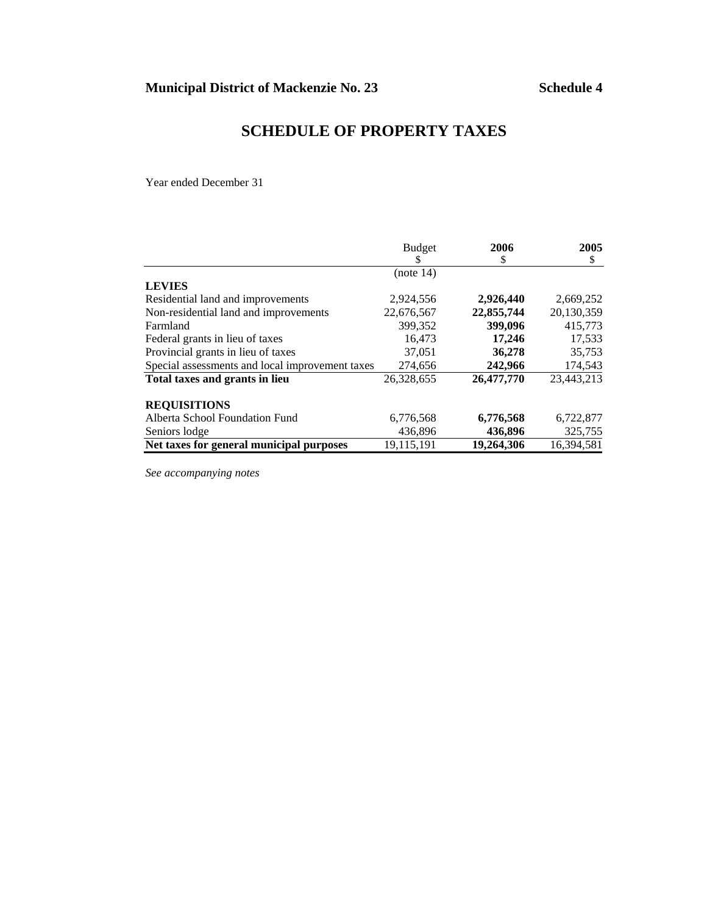**Municipal District of Mackenzie No. 23** **Schedule 4**

# SCHEDULE OF PROPERTY TAXES

Year ended December 31

| | Budget<br>$<br>(note 14) | **2006**<br>$ | **2005**<br>$ |
|---|---|---|---|
| **LEVIES** | | | |
| Residential land and improvements | 2,924,556 | **2,926,440** | 2,669,252 |
| Non-residential land and improvements | 22,676,567 | **22,855,744** | 20,130,359 |
| Farmland | 399,352 | **399,096** | 415,773 |
| Federal grants in lieu of taxes | 16,473 | **17,246** | 17,533 |
| Provincial grants in lieu of taxes | 37,051 | **36,278** | 35,753 |
| Special assessments and local improvement taxes | 274,656 | **242,966** | 174,543 |
| **Total taxes and grants in lieu** | 26,328,655 | **26,477,770** | 23,443,213 |
| | | | |
| **REQUISITIONS** | | | |
| Alberta School Foundation Fund | 6,776,568 | **6,776,568** | 6,722,877 |
| Seniors lodge | 436,896 | **436,896** | 325,755 |
| **Net taxes for general municipal purposes** | 19,115,191 | **19,264,306** | 16,394,581 |

*See accompanying notes*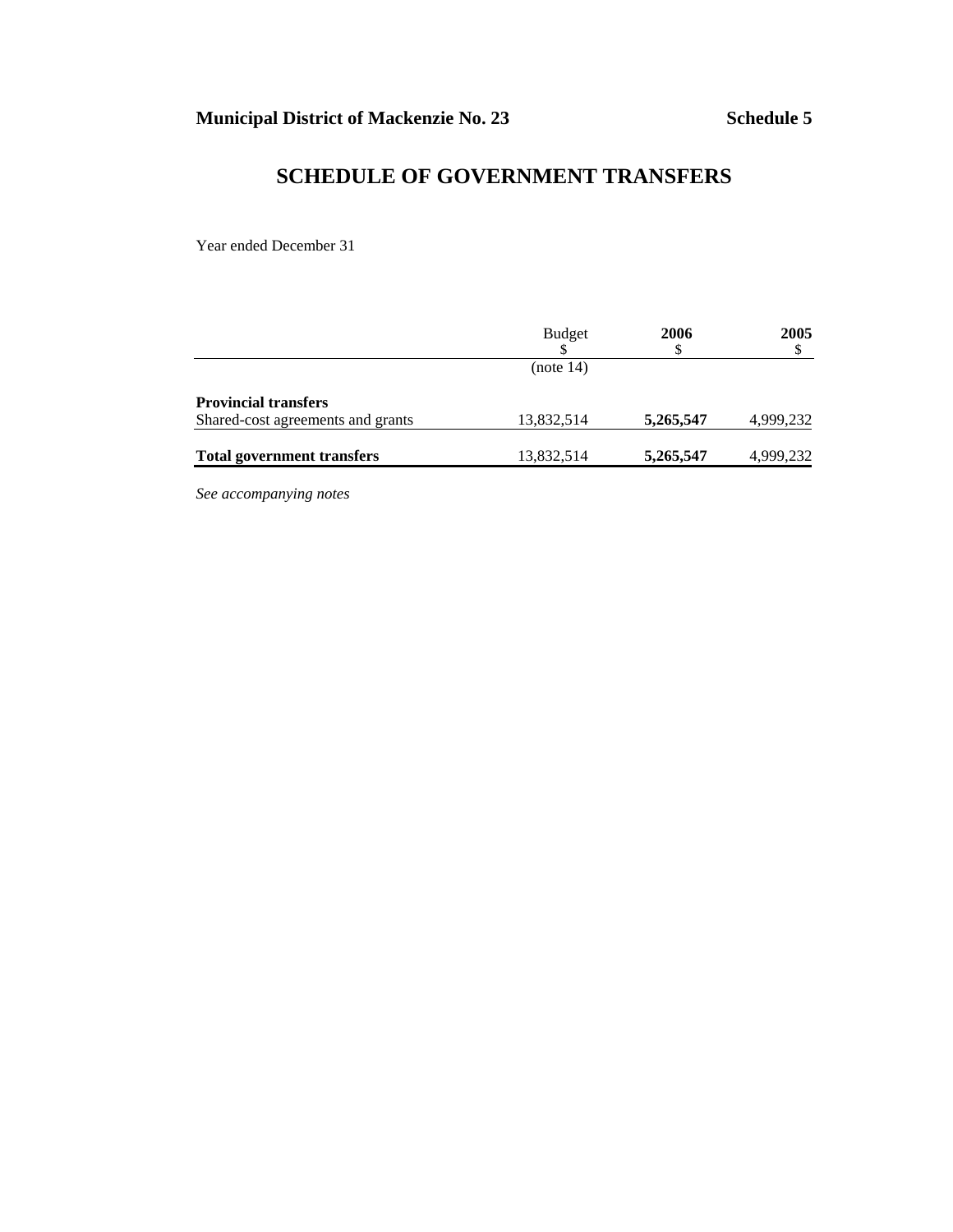**Municipal District of Mackenzie No. 23** **Schedule 5**

# SCHEDULE OF GOVERNMENT TRANSFERS

Year ended December 31

| | Budget<br>$<br>(note 14) | **2006**<br>$ | **2005**<br>$ |
|---|---|---|---|
| **Provincial transfers** | | | |
| Shared-cost agreements and grants | 13,832,514 | **5,265,547** | 4,999,232 |
| **Total government transfers** | 13,832,514 | **5,265,547** | 4,999,232 |

*See accompanying notes*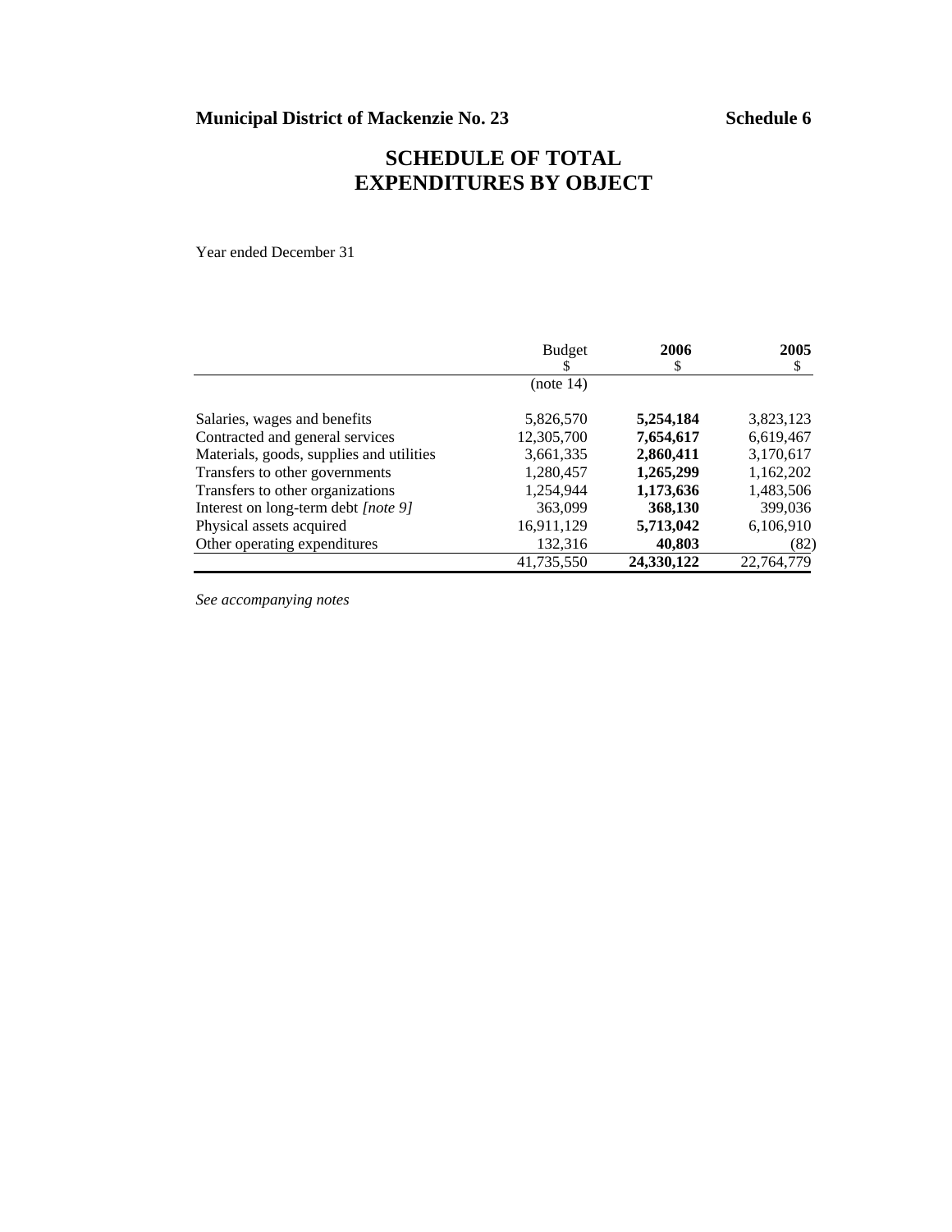**Municipal District of Mackenzie No. 23** **Schedule 6**

# SCHEDULE OF TOTAL EXPENDITURES BY OBJECT

Year ended December 31

| | Budget<br>$<br>(note 14) | **2006**<br>$ | **2005**<br>$ |
|---|---|---|---|
| Salaries, wages and benefits | 5,826,570 | **5,254,184** | 3,823,123 |
| Contracted and general services | 12,305,700 | **7,654,617** | 6,619,467 |
| Materials, goods, supplies and utilities | 3,661,335 | **2,860,411** | 3,170,617 |
| Transfers to other governments | 1,280,457 | **1,265,299** | 1,162,202 |
| Transfers to other organizations | 1,254,944 | **1,173,636** | 1,483,506 |
| Interest on long-term debt *[note 9]* | 363,099 | **368,130** | 399,036 |
| Physical assets acquired | 16,911,129 | **5,713,042** | 6,106,910 |
| Other operating expenditures | 132,316 | **40,803** | (82) |
| | 41,735,550 | **24,330,122** | 22,764,779 |

*See accompanying notes*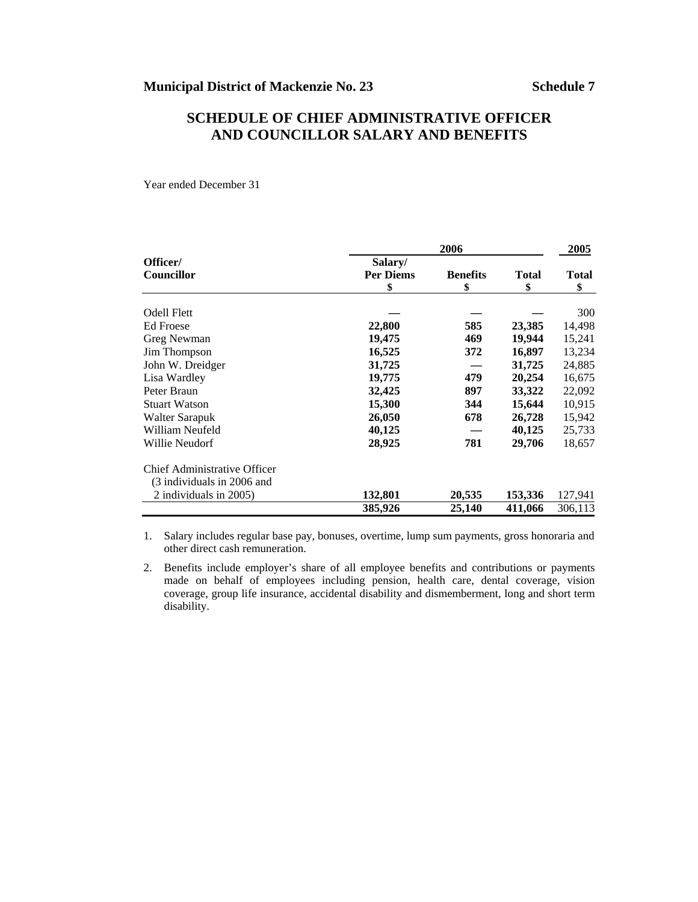**Municipal District of Mackenzie No. 23** **Schedule 7**

# SCHEDULE OF CHIEF ADMINISTRATIVE OFFICER AND COUNCILLOR SALARY AND BENEFITS

Year ended December 31

| Officer/ Councillor | 2006 Salary/ Per Diems $ | 2006 Benefits $ | 2006 Total $ | 2005 Total $ |
|---|---|---|---|---|
| Odell Flett | — | — | — | 300 |
| Ed Froese | **22,800** | **585** | **23,385** | 14,498 |
| Greg Newman | **19,475** | **469** | **19,944** | 15,241 |
| Jim Thompson | **16,525** | **372** | **16,897** | 13,234 |
| John W. Dreidger | **31,725** | **—** | **31,725** | 24,885 |
| Lisa Wardley | **19,775** | **479** | **20,254** | 16,675 |
| Peter Braun | **32,425** | **897** | **33,322** | 22,092 |
| Stuart Watson | **15,300** | **344** | **15,644** | 10,915 |
| Walter Sarapuk | **26,050** | **678** | **26,728** | 15,942 |
| William Neufeld | **40,125** | **—** | **40,125** | 25,733 |
| Willie Neudorf | **28,925** | **781** | **29,706** | 18,657 |
| Chief Administrative Officer (3 individuals in 2006 and 2 individuals in 2005) | **132,801** | **20,535** | **153,336** | 127,941 |
| | **385,926** | **25,140** | **411,066** | 306,113 |

1. Salary includes regular base pay, bonuses, overtime, lump sum payments, gross honoraria and other direct cash remuneration.
2. Benefits include employer's share of all employee benefits and contributions or payments made on behalf of employees including pension, health care, dental coverage, vision coverage, group life insurance, accidental disability and dismemberment, long and short term disability.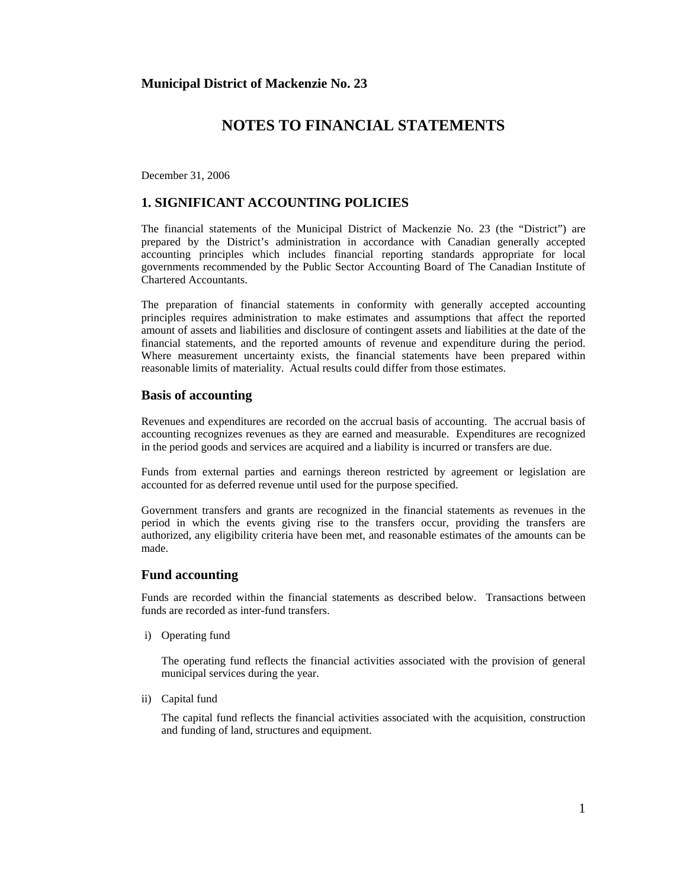**Municipal District of Mackenzie No. 23**

# NOTES TO FINANCIAL STATEMENTS

December 31, 2006

## 1. SIGNIFICANT ACCOUNTING POLICIES

The financial statements of the Municipal District of Mackenzie No. 23 (the "District") are prepared by the District's administration in accordance with Canadian generally accepted accounting principles which includes financial reporting standards appropriate for local governments recommended by the Public Sector Accounting Board of The Canadian Institute of Chartered Accountants.

The preparation of financial statements in conformity with generally accepted accounting principles requires administration to make estimates and assumptions that affect the reported amount of assets and liabilities and disclosure of contingent assets and liabilities at the date of the financial statements, and the reported amounts of revenue and expenditure during the period. Where measurement uncertainty exists, the financial statements have been prepared within reasonable limits of materiality. Actual results could differ from those estimates.

### Basis of accounting

Revenues and expenditures are recorded on the accrual basis of accounting. The accrual basis of accounting recognizes revenues as they are earned and measurable. Expenditures are recognized in the period goods and services are acquired and a liability is incurred or transfers are due.

Funds from external parties and earnings thereon restricted by agreement or legislation are accounted for as deferred revenue until used for the purpose specified.

Government transfers and grants are recognized in the financial statements as revenues in the period in which the events giving rise to the transfers occur, providing the transfers are authorized, any eligibility criteria have been met, and reasonable estimates of the amounts can be made.

### Fund accounting

Funds are recorded within the financial statements as described below. Transactions between funds are recorded as inter-fund transfers.

i) Operating fund

   The operating fund reflects the financial activities associated with the provision of general municipal services during the year.

ii) Capital fund

   The capital fund reflects the financial activities associated with the acquisition, construction and funding of land, structures and equipment.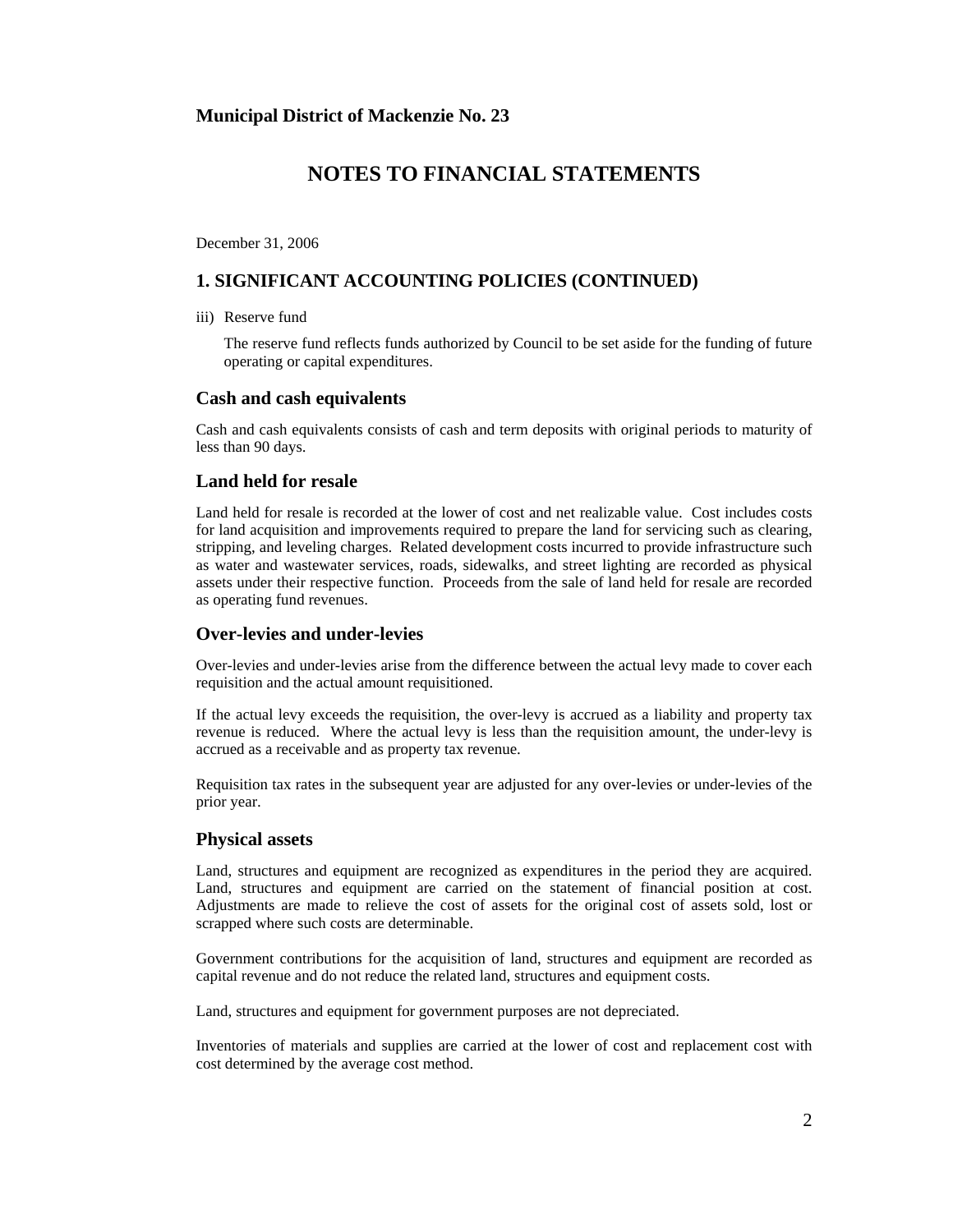**Municipal District of Mackenzie No. 23**

# NOTES TO FINANCIAL STATEMENTS

December 31, 2006

## 1. SIGNIFICANT ACCOUNTING POLICIES (CONTINUED)

iii) Reserve fund

The reserve fund reflects funds authorized by Council to be set aside for the funding of future operating or capital expenditures.

### Cash and cash equivalents

Cash and cash equivalents consists of cash and term deposits with original periods to maturity of less than 90 days.

### Land held for resale

Land held for resale is recorded at the lower of cost and net realizable value. Cost includes costs for land acquisition and improvements required to prepare the land for servicing such as clearing, stripping, and leveling charges. Related development costs incurred to provide infrastructure such as water and wastewater services, roads, sidewalks, and street lighting are recorded as physical assets under their respective function. Proceeds from the sale of land held for resale are recorded as operating fund revenues.

### Over-levies and under-levies

Over-levies and under-levies arise from the difference between the actual levy made to cover each requisition and the actual amount requisitioned.

If the actual levy exceeds the requisition, the over-levy is accrued as a liability and property tax revenue is reduced. Where the actual levy is less than the requisition amount, the under-levy is accrued as a receivable and as property tax revenue.

Requisition tax rates in the subsequent year are adjusted for any over-levies or under-levies of the prior year.

### Physical assets

Land, structures and equipment are recognized as expenditures in the period they are acquired. Land, structures and equipment are carried on the statement of financial position at cost. Adjustments are made to relieve the cost of assets for the original cost of assets sold, lost or scrapped where such costs are determinable.

Government contributions for the acquisition of land, structures and equipment are recorded as capital revenue and do not reduce the related land, structures and equipment costs.

Land, structures and equipment for government purposes are not depreciated.

Inventories of materials and supplies are carried at the lower of cost and replacement cost with cost determined by the average cost method.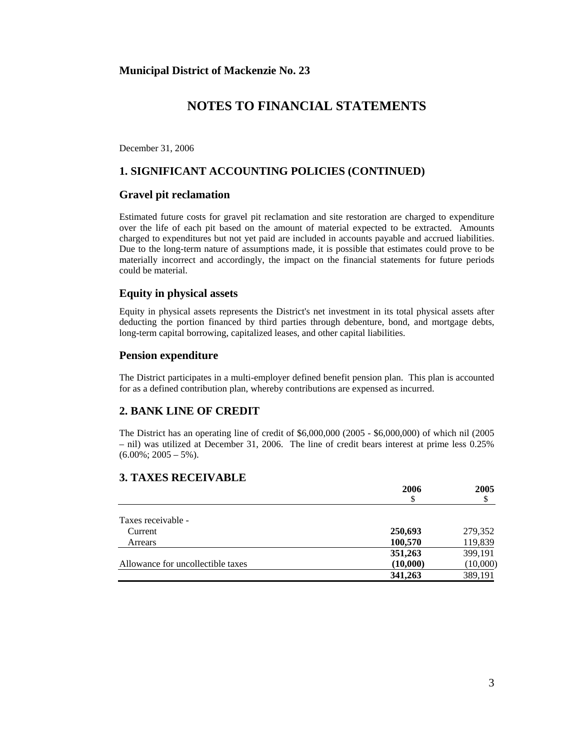**Municipal District of Mackenzie No. 23**

# NOTES TO FINANCIAL STATEMENTS

December 31, 2006

## 1. SIGNIFICANT ACCOUNTING POLICIES (CONTINUED)

### Gravel pit reclamation

Estimated future costs for gravel pit reclamation and site restoration are charged to expenditure over the life of each pit based on the amount of material expected to be extracted. Amounts charged to expenditures but not yet paid are included in accounts payable and accrued liabilities. Due to the long-term nature of assumptions made, it is possible that estimates could prove to be materially incorrect and accordingly, the impact on the financial statements for future periods could be material.

### Equity in physical assets

Equity in physical assets represents the District's net investment in its total physical assets after deducting the portion financed by third parties through debenture, bond, and mortgage debts, long-term capital borrowing, capitalized leases, and other capital liabilities.

### Pension expenditure

The District participates in a multi-employer defined benefit pension plan. This plan is accounted for as a defined contribution plan, whereby contributions are expensed as incurred.

## 2. BANK LINE OF CREDIT

The District has an operating line of credit of $6,000,000 (2005 - $6,000,000) of which nil (2005 – nil) was utilized at December 31, 2006. The line of credit bears interest at prime less 0.25% (6.00%; 2005 – 5%).

## 3. TAXES RECEIVABLE

| | 2006<br>$ | 2005<br>$ |
|---|---|---|
| Taxes receivable - | | |
| Current | **250,693** | 279,352 |
| Arrears | **100,570** | 119,839 |
| | **351,263** | 399,191 |
| Allowance for uncollectible taxes | **(10,000)** | (10,000) |
| | **341,263** | 389,191 |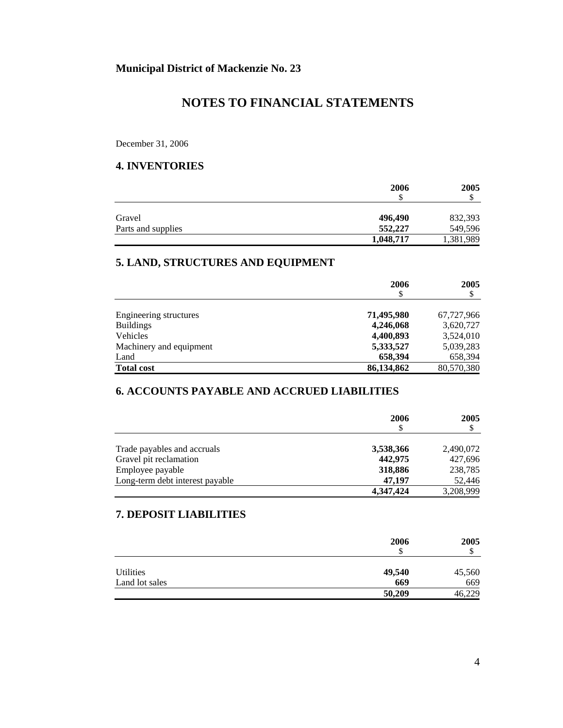**Municipal District of Mackenzie No. 23**

# NOTES TO FINANCIAL STATEMENTS

December 31, 2006

## 4. INVENTORIES

| | 2006<br>$ | 2005<br>$ |
|---|---|---|
| Gravel | **496,490** | 832,393 |
| Parts and supplies | **552,227** | 549,596 |
| | **1,048,717** | 1,381,989 |

## 5. LAND, STRUCTURES AND EQUIPMENT

| | 2006<br>$ | 2005<br>$ |
|---|---|---|
| Engineering structures | **71,495,980** | 67,727,966 |
| Buildings | **4,246,068** | 3,620,727 |
| Vehicles | **4,400,893** | 3,524,010 |
| Machinery and equipment | **5,333,527** | 5,039,283 |
| Land | **658,394** | 658,394 |
| **Total cost** | **86,134,862** | 80,570,380 |

## 6. ACCOUNTS PAYABLE AND ACCRUED LIABILITIES

| | 2006<br>$ | 2005<br>$ |
|---|---|---|
| Trade payables and accruals | **3,538,366** | 2,490,072 |
| Gravel pit reclamation | **442,975** | 427,696 |
| Employee payable | **318,886** | 238,785 |
| Long-term debt interest payable | **47,197** | 52,446 |
| | **4,347,424** | 3,208,999 |

## 7. DEPOSIT LIABILITIES

| | 2006<br>$ | 2005<br>$ |
|---|---|---|
| Utilities | **49,540** | 45,560 |
| Land lot sales | **669** | 669 |
| | **50,209** | 46,229 |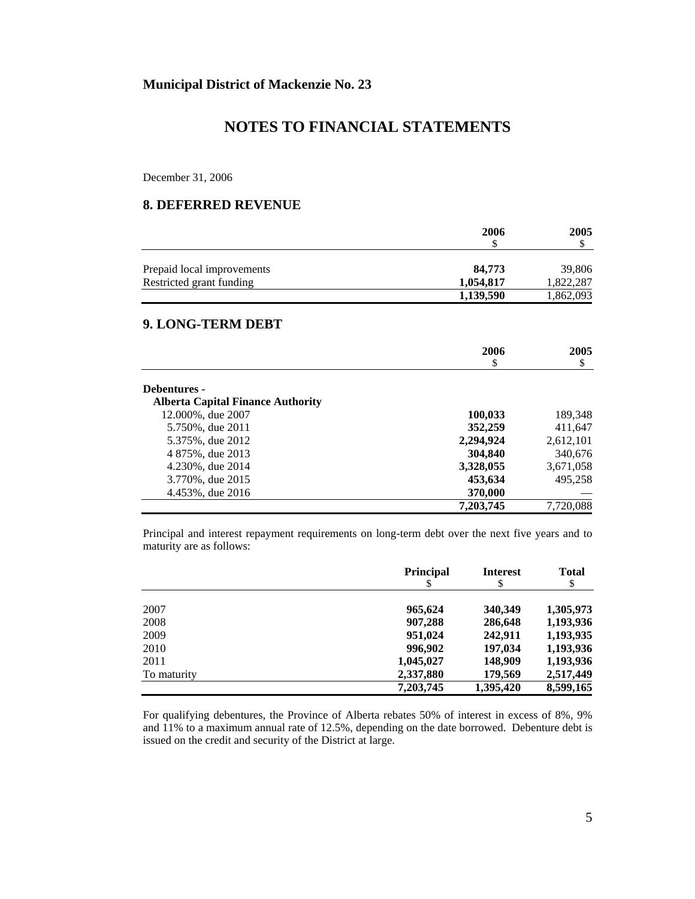**Municipal District of Mackenzie No. 23**

# NOTES TO FINANCIAL STATEMENTS

December 31, 2006

## 8. DEFERRED REVENUE

| | 2006<br>$ | 2005<br>$ |
|---|---|---|
| Prepaid local improvements | **84,773** | 39,806 |
| Restricted grant funding | **1,054,817** | 1,822,287 |
| | **1,139,590** | 1,862,093 |

## 9. LONG-TERM DEBT

| | 2006<br>$ | 2005<br>$ |
|---|---|---|
| **Debentures -** | | |
| **Alberta Capital Finance Authority** | | |
| 12.000%, due 2007 | **100,033** | 189,348 |
| 5.750%, due 2011 | **352,259** | 411,647 |
| 5.375%, due 2012 | **2,294,924** | 2,612,101 |
| 4 875%, due 2013 | **304,840** | 340,676 |
| 4.230%, due 2014 | **3,328,055** | 3,671,058 |
| 3.770%, due 2015 | **453,634** | 495,258 |
| 4.453%, due 2016 | **370,000** | — |
| | **7,203,745** | 7,720,088 |

Principal and interest repayment requirements on long-term debt over the next five years and to maturity are as follows:

| | Principal<br>$ | Interest<br>$ | Total<br>$ |
|---|---|---|---|
| 2007 | **965,624** | **340,349** | **1,305,973** |
| 2008 | **907,288** | **286,648** | **1,193,936** |
| 2009 | **951,024** | **242,911** | **1,193,935** |
| 2010 | **996,902** | **197,034** | **1,193,936** |
| 2011 | **1,045,027** | **148,909** | **1,193,936** |
| To maturity | **2,337,880** | **179,569** | **2,517,449** |
| | **7,203,745** | **1,395,420** | **8,599,165** |

For qualifying debentures, the Province of Alberta rebates 50% of interest in excess of 8%, 9% and 11% to a maximum annual rate of 12.5%, depending on the date borrowed. Debenture debt is issued on the credit and security of the District at large.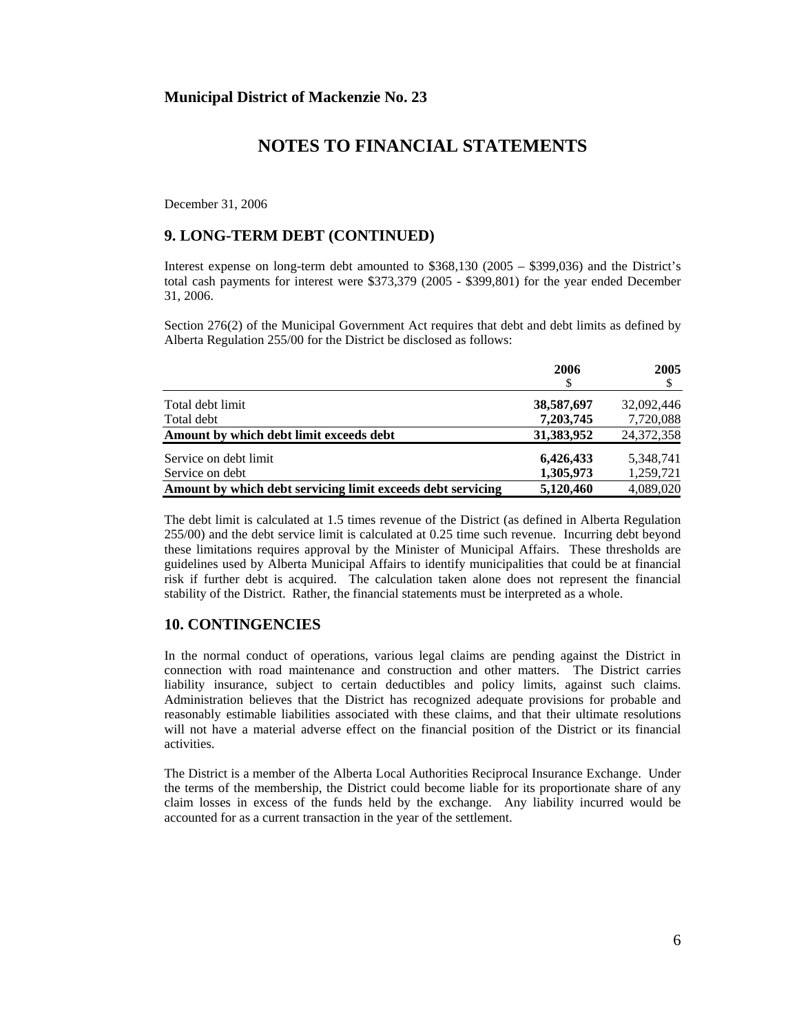**Municipal District of Mackenzie No. 23**

# NOTES TO FINANCIAL STATEMENTS

December 31, 2006

## 9. LONG-TERM DEBT (CONTINUED)

Interest expense on long-term debt amounted to $368,130 (2005 – $399,036) and the District's total cash payments for interest were $373,379 (2005 - $399,801) for the year ended December 31, 2006.

Section 276(2) of the Municipal Government Act requires that debt and debt limits as defined by Alberta Regulation 255/00 for the District be disclosed as follows:

| | **2006**<br>$ | **2005**<br>$ |
|---|---|---|
| Total debt limit | **38,587,697** | 32,092,446 |
| Total debt | **7,203,745** | 7,720,088 |
| **Amount by which debt limit exceeds debt** | **31,383,952** | 24,372,358 |
| Service on debt limit | **6,426,433** | 5,348,741 |
| Service on debt | **1,305,973** | 1,259,721 |
| **Amount by which debt servicing limit exceeds debt servicing** | **5,120,460** | 4,089,020 |

The debt limit is calculated at 1.5 times revenue of the District (as defined in Alberta Regulation 255/00) and the debt service limit is calculated at 0.25 time such revenue. Incurring debt beyond these limitations requires approval by the Minister of Municipal Affairs. These thresholds are guidelines used by Alberta Municipal Affairs to identify municipalities that could be at financial risk if further debt is acquired. The calculation taken alone does not represent the financial stability of the District. Rather, the financial statements must be interpreted as a whole.

## 10. CONTINGENCIES

In the normal conduct of operations, various legal claims are pending against the District in connection with road maintenance and construction and other matters. The District carries liability insurance, subject to certain deductibles and policy limits, against such claims. Administration believes that the District has recognized adequate provisions for probable and reasonably estimable liabilities associated with these claims, and that their ultimate resolutions will not have a material adverse effect on the financial position of the District or its financial activities.

The District is a member of the Alberta Local Authorities Reciprocal Insurance Exchange. Under the terms of the membership, the District could become liable for its proportionate share of any claim losses in excess of the funds held by the exchange. Any liability incurred would be accounted for as a current transaction in the year of the settlement.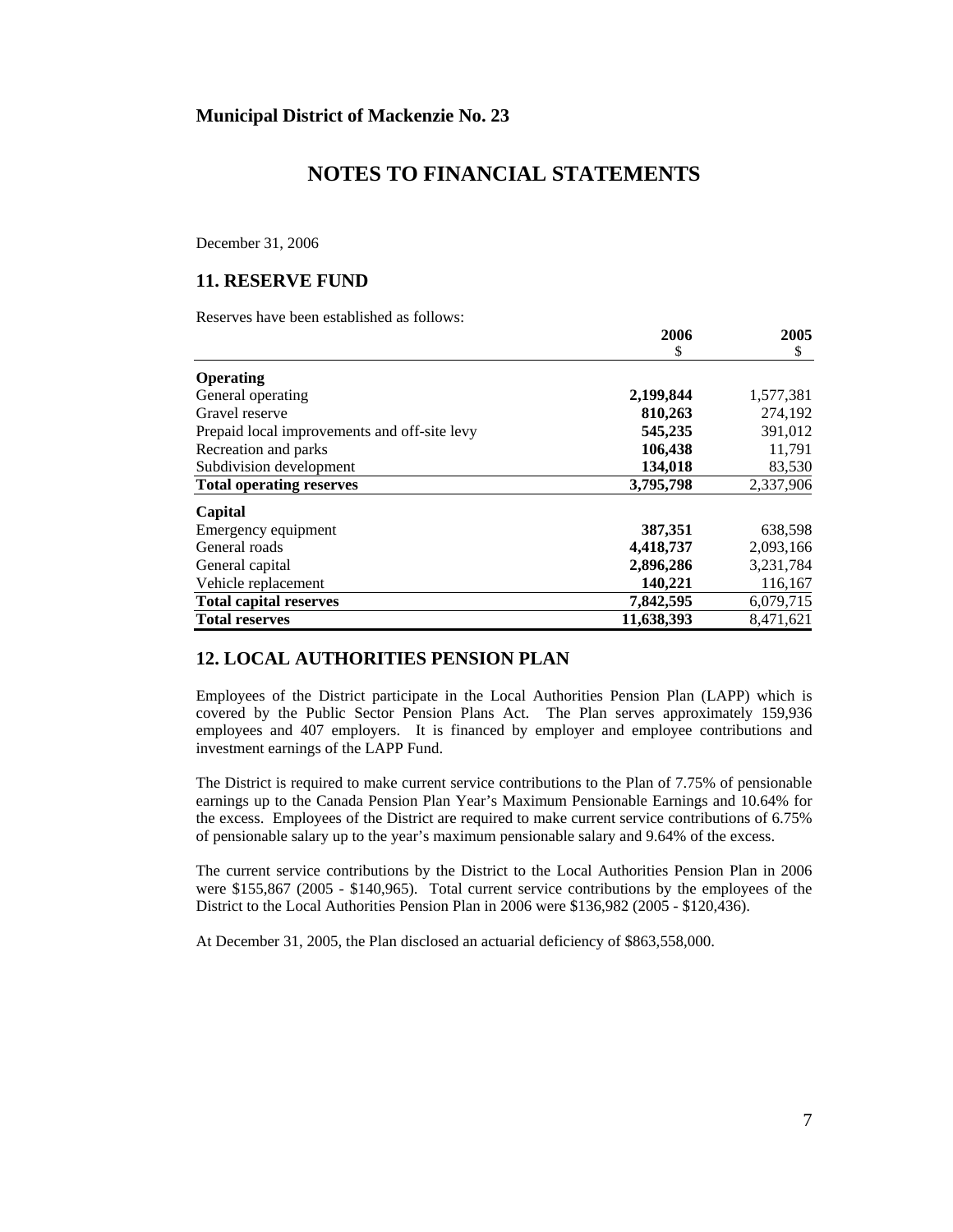**Municipal District of Mackenzie No. 23**

# NOTES TO FINANCIAL STATEMENTS

December 31, 2006

## 11. RESERVE FUND

Reserves have been established as follows:

| | 2006<br>$ | 2005<br>$ |
|---|---|---|
| **Operating** | | |
| General operating | **2,199,844** | 1,577,381 |
| Gravel reserve | **810,263** | 274,192 |
| Prepaid local improvements and off-site levy | **545,235** | 391,012 |
| Recreation and parks | **106,438** | 11,791 |
| Subdivision development | **134,018** | 83,530 |
| **Total operating reserves** | **3,795,798** | 2,337,906 |
| **Capital** | | |
| Emergency equipment | **387,351** | 638,598 |
| General roads | **4,418,737** | 2,093,166 |
| General capital | **2,896,286** | 3,231,784 |
| Vehicle replacement | **140,221** | 116,167 |
| **Total capital reserves** | **7,842,595** | 6,079,715 |
| **Total reserves** | **11,638,393** | 8,471,621 |

## 12. LOCAL AUTHORITIES PENSION PLAN

Employees of the District participate in the Local Authorities Pension Plan (LAPP) which is covered by the Public Sector Pension Plans Act. The Plan serves approximately 159,936 employees and 407 employers. It is financed by employer and employee contributions and investment earnings of the LAPP Fund.

The District is required to make current service contributions to the Plan of 7.75% of pensionable earnings up to the Canada Pension Plan Year's Maximum Pensionable Earnings and 10.64% for the excess. Employees of the District are required to make current service contributions of 6.75% of pensionable salary up to the year's maximum pensionable salary and 9.64% of the excess.

The current service contributions by the District to the Local Authorities Pension Plan in 2006 were $155,867 (2005 - $140,965). Total current service contributions by the employees of the District to the Local Authorities Pension Plan in 2006 were $136,982 (2005 - $120,436).

At December 31, 2005, the Plan disclosed an actuarial deficiency of $863,558,000.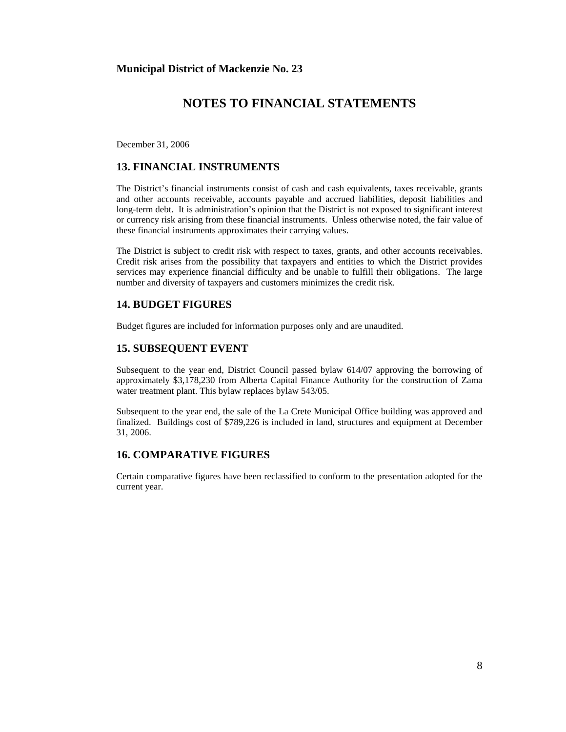**Municipal District of Mackenzie No. 23**

# NOTES TO FINANCIAL STATEMENTS

December 31, 2006

## 13. FINANCIAL INSTRUMENTS

The District's financial instruments consist of cash and cash equivalents, taxes receivable, grants and other accounts receivable, accounts payable and accrued liabilities, deposit liabilities and long-term debt. It is administration's opinion that the District is not exposed to significant interest or currency risk arising from these financial instruments. Unless otherwise noted, the fair value of these financial instruments approximates their carrying values.

The District is subject to credit risk with respect to taxes, grants, and other accounts receivables. Credit risk arises from the possibility that taxpayers and entities to which the District provides services may experience financial difficulty and be unable to fulfill their obligations. The large number and diversity of taxpayers and customers minimizes the credit risk.

## 14. BUDGET FIGURES

Budget figures are included for information purposes only and are unaudited.

## 15. SUBSEQUENT EVENT

Subsequent to the year end, District Council passed bylaw 614/07 approving the borrowing of approximately $3,178,230 from Alberta Capital Finance Authority for the construction of Zama water treatment plant. This bylaw replaces bylaw 543/05.

Subsequent to the year end, the sale of the La Crete Municipal Office building was approved and finalized. Buildings cost of $789,226 is included in land, structures and equipment at December 31, 2006.

## 16. COMPARATIVE FIGURES

Certain comparative figures have been reclassified to conform to the presentation adopted for the current year.